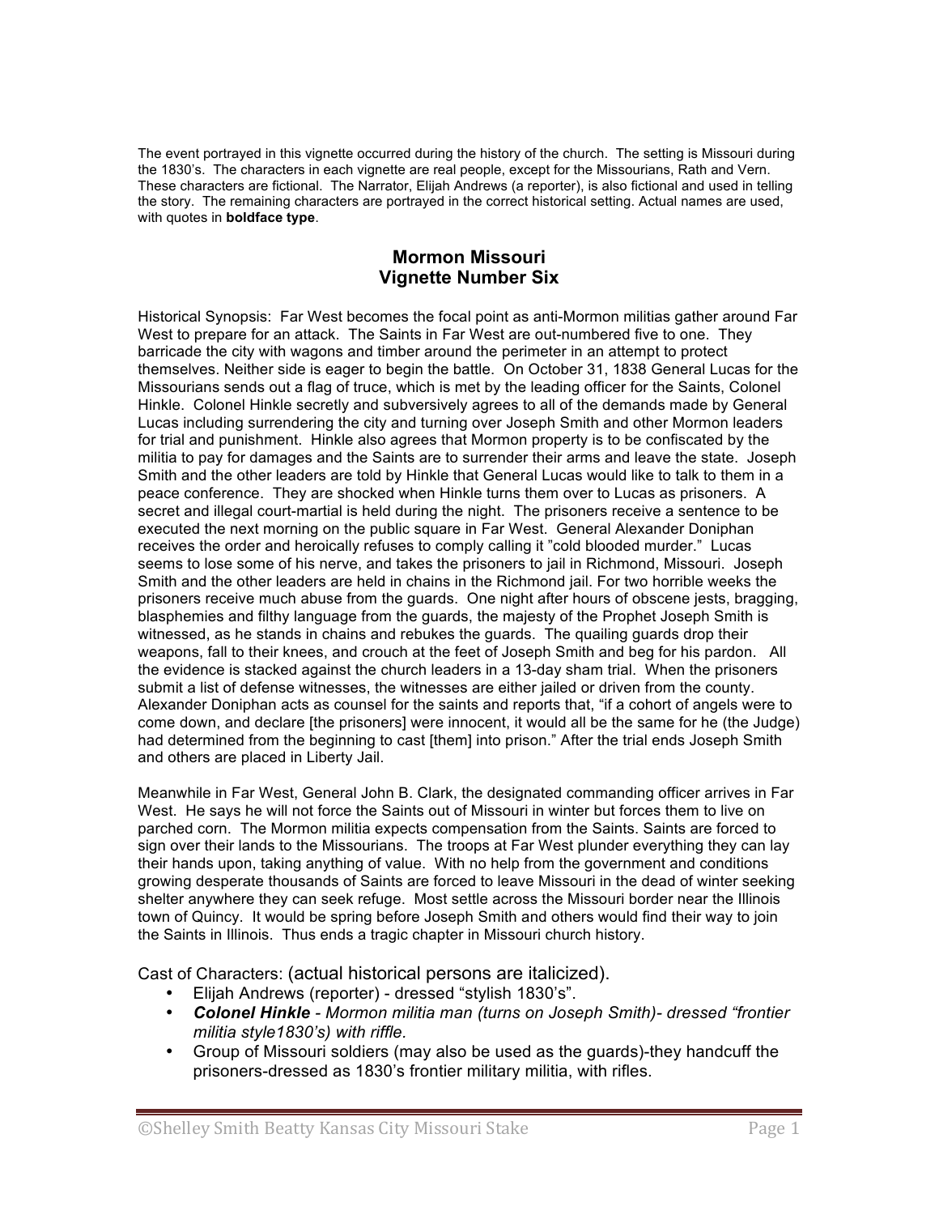The event portrayed in this vignette occurred during the history of the church. The setting is Missouri during the 1830's. The characters in each vignette are real people, except for the Missourians, Rath and Vern. These characters are fictional. The Narrator, Elijah Andrews (a reporter), is also fictional and used in telling the story. The remaining characters are portrayed in the correct historical setting. Actual names are used, with quotes in **boldface type**.

## Mormon Missouri
## Vignette Number Six

Historical Synopsis: Far West becomes the focal point as anti-Mormon militias gather around Far West to prepare for an attack. The Saints in Far West are out-numbered five to one. They barricade the city with wagons and timber around the perimeter in an attempt to protect themselves. Neither side is eager to begin the battle. On October 31, 1838 General Lucas for the Missourians sends out a flag of truce, which is met by the leading officer for the Saints, Colonel Hinkle. Colonel Hinkle secretly and subversively agrees to all of the demands made by General Lucas including surrendering the city and turning over Joseph Smith and other Mormon leaders for trial and punishment. Hinkle also agrees that Mormon property is to be confiscated by the militia to pay for damages and the Saints are to surrender their arms and leave the state. Joseph Smith and the other leaders are told by Hinkle that General Lucas would like to talk to them in a peace conference. They are shocked when Hinkle turns them over to Lucas as prisoners. A secret and illegal court-martial is held during the night. The prisoners receive a sentence to be executed the next morning on the public square in Far West. General Alexander Doniphan receives the order and heroically refuses to comply calling it "cold blooded murder." Lucas seems to lose some of his nerve, and takes the prisoners to jail in Richmond, Missouri. Joseph Smith and the other leaders are held in chains in the Richmond jail. For two horrible weeks the prisoners receive much abuse from the guards. One night after hours of obscene jests, bragging, blasphemies and filthy language from the guards, the majesty of the Prophet Joseph Smith is witnessed, as he stands in chains and rebukes the guards. The quailing guards drop their weapons, fall to their knees, and crouch at the feet of Joseph Smith and beg for his pardon. All the evidence is stacked against the church leaders in a 13-day sham trial. When the prisoners submit a list of defense witnesses, the witnesses are either jailed or driven from the county. Alexander Doniphan acts as counsel for the saints and reports that, "if a cohort of angels were to come down, and declare [the prisoners] were innocent, it would all be the same for he (the Judge) had determined from the beginning to cast [them] into prison." After the trial ends Joseph Smith and others are placed in Liberty Jail.

Meanwhile in Far West, General John B. Clark, the designated commanding officer arrives in Far West. He says he will not force the Saints out of Missouri in winter but forces them to live on parched corn. The Mormon militia expects compensation from the Saints. Saints are forced to sign over their lands to the Missourians. The troops at Far West plunder everything they can lay their hands upon, taking anything of value. With no help from the government and conditions growing desperate thousands of Saints are forced to leave Missouri in the dead of winter seeking shelter anywhere they can seek refuge. Most settle across the Missouri border near the Illinois town of Quincy. It would be spring before Joseph Smith and others would find their way to join the Saints in Illinois. Thus ends a tragic chapter in Missouri church history.

Cast of Characters: (actual historical persons are italicized).

- Elijah Andrews (reporter) - dressed "stylish 1830's".
- ***Colonel Hinkle*** *- Mormon militia man (turns on Joseph Smith)- dressed "frontier militia style1830's) with riffle.*
- Group of Missouri soldiers (may also be used as the guards)-they handcuff the prisoners-dressed as 1830's frontier military militia, with rifles.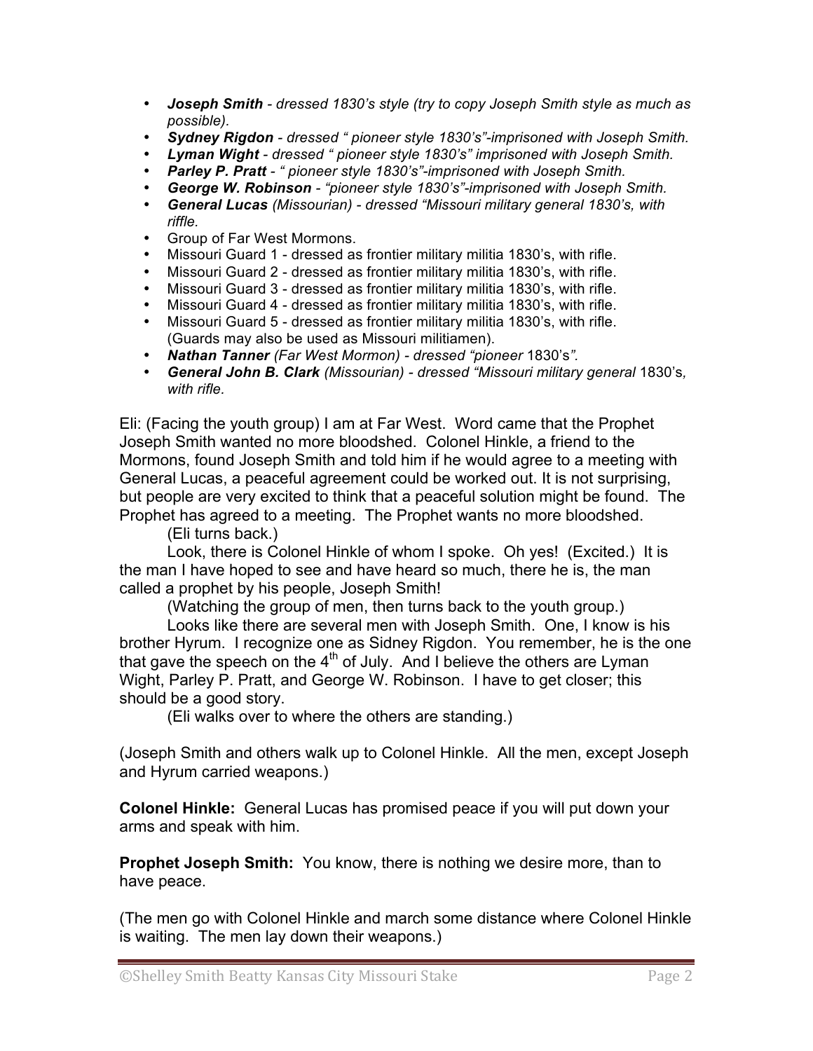- ***Joseph Smith** - dressed 1830's style (try to copy Joseph Smith style as much as possible).*
- ***Sydney Rigdon** - dressed " pioneer style 1830's"-imprisoned with Joseph Smith.*
- ***Lyman Wight** - dressed " pioneer style 1830's" imprisoned with Joseph Smith.*
- ***Parley P. Pratt** - " pioneer style 1830's"-imprisoned with Joseph Smith.*
- ***George W. Robinson** - "pioneer style 1830's"-imprisoned with Joseph Smith.*
- ***General Lucas** (Missourian) - dressed "Missouri military general 1830's, with riffle.*
- Group of Far West Mormons.
- Missouri Guard 1 - dressed as frontier military militia 1830's, with rifle.
- Missouri Guard 2 - dressed as frontier military militia 1830's, with rifle.
- Missouri Guard 3 - dressed as frontier military militia 1830's, with rifle.
- Missouri Guard 4 - dressed as frontier military militia 1830's, with rifle.
- Missouri Guard 5 - dressed as frontier military militia 1830's, with rifle. (Guards may also be used as Missouri militiamen).
- ***Nathan Tanner** (Far West Mormon) - dressed "pioneer* 1830's*".*
- ***General John B. Clark** (Missourian) - dressed "Missouri military general* 1830's*, with rifle.*

Eli: (Facing the youth group) I am at Far West. Word came that the Prophet Joseph Smith wanted no more bloodshed. Colonel Hinkle, a friend to the Mormons, found Joseph Smith and told him if he would agree to a meeting with General Lucas, a peaceful agreement could be worked out. It is not surprising, but people are very excited to think that a peaceful solution might be found. The Prophet has agreed to a meeting. The Prophet wants no more bloodshed.

(Eli turns back.)

Look, there is Colonel Hinkle of whom I spoke. Oh yes! (Excited.) It is the man I have hoped to see and have heard so much, there he is, the man called a prophet by his people, Joseph Smith!

(Watching the group of men, then turns back to the youth group.)

Looks like there are several men with Joseph Smith. One, I know is his brother Hyrum. I recognize one as Sidney Rigdon. You remember, he is the one that gave the speech on the 4th of July. And I believe the others are Lyman Wight, Parley P. Pratt, and George W. Robinson. I have to get closer; this should be a good story.

(Eli walks over to where the others are standing.)

(Joseph Smith and others walk up to Colonel Hinkle. All the men, except Joseph and Hyrum carried weapons.)

**Colonel Hinkle:** General Lucas has promised peace if you will put down your arms and speak with him.

**Prophet Joseph Smith:** You know, there is nothing we desire more, than to have peace.

(The men go with Colonel Hinkle and march some distance where Colonel Hinkle is waiting. The men lay down their weapons.)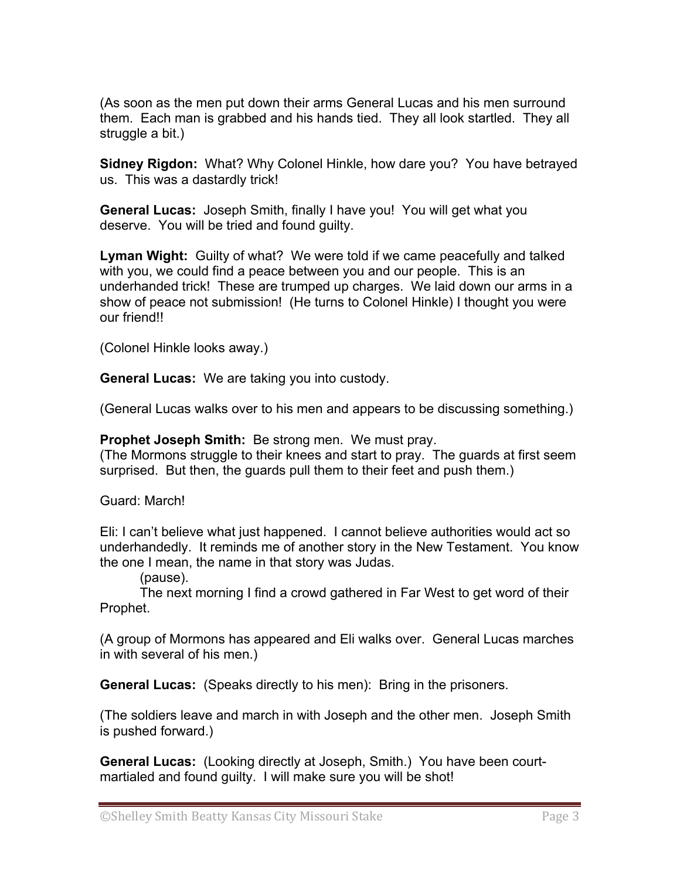(As soon as the men put down their arms General Lucas and his men surround them. Each man is grabbed and his hands tied. They all look startled. They all struggle a bit.)

**Sidney Rigdon:** What? Why Colonel Hinkle, how dare you? You have betrayed us. This was a dastardly trick!

**General Lucas:** Joseph Smith, finally I have you! You will get what you deserve. You will be tried and found guilty.

**Lyman Wight:** Guilty of what? We were told if we came peacefully and talked with you, we could find a peace between you and our people. This is an underhanded trick! These are trumped up charges. We laid down our arms in a show of peace not submission! (He turns to Colonel Hinkle) I thought you were our friend!!

(Colonel Hinkle looks away.)

**General Lucas:** We are taking you into custody.

(General Lucas walks over to his men and appears to be discussing something.)

**Prophet Joseph Smith:** Be strong men. We must pray.
(The Mormons struggle to their knees and start to pray. The guards at first seem surprised. But then, the guards pull them to their feet and push them.)

Guard: March!

Eli: I can't believe what just happened. I cannot believe authorities would act so underhandedly. It reminds me of another story in the New Testament. You know the one I mean, the name in that story was Judas.

(pause).

The next morning I find a crowd gathered in Far West to get word of their Prophet.

(A group of Mormons has appeared and Eli walks over. General Lucas marches in with several of his men.)

**General Lucas:** (Speaks directly to his men): Bring in the prisoners.

(The soldiers leave and march in with Joseph and the other men. Joseph Smith is pushed forward.)

**General Lucas:** (Looking directly at Joseph, Smith.) You have been court-martialed and found guilty. I will make sure you will be shot!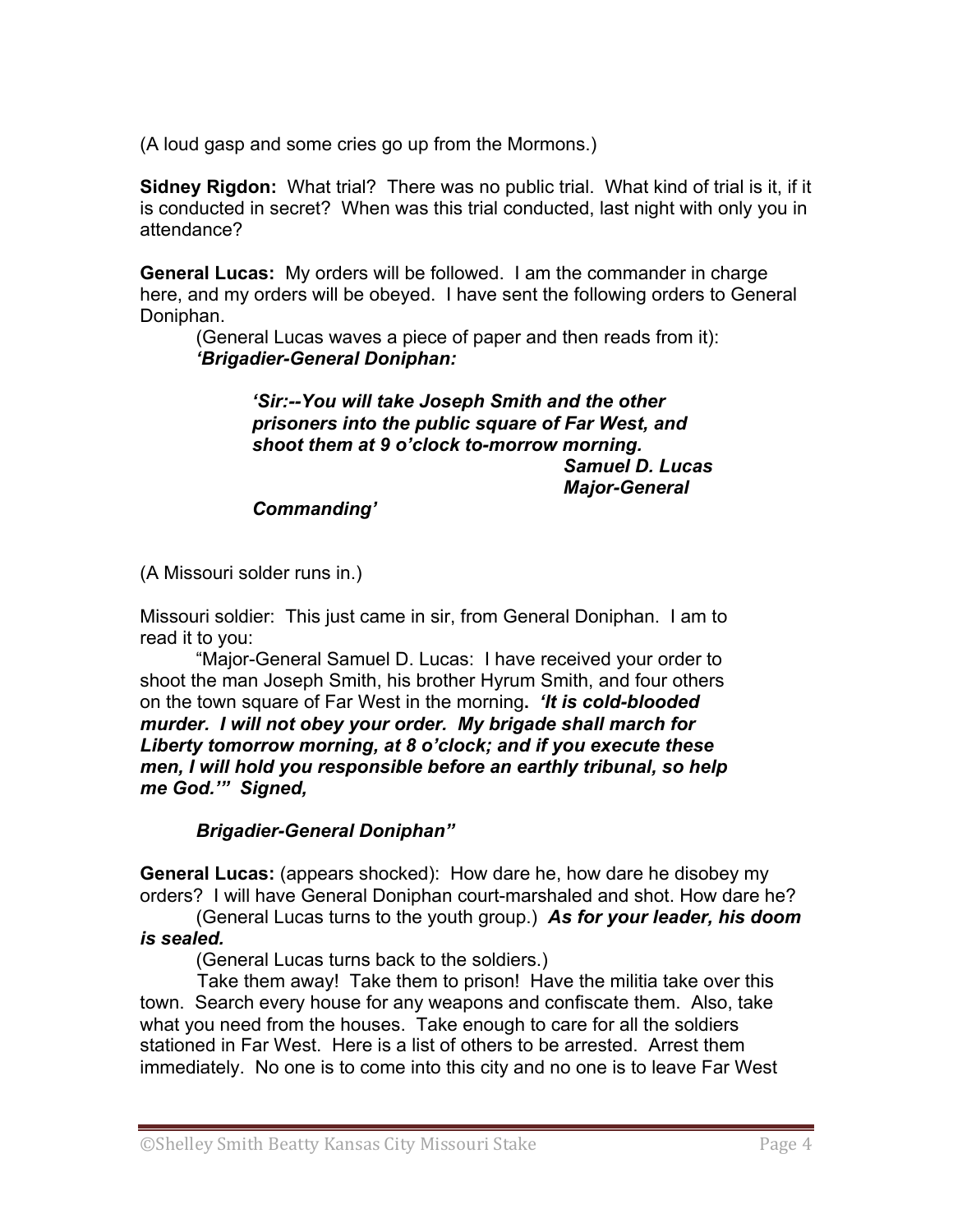(A loud gasp and some cries go up from the Mormons.)

**Sidney Rigdon:** What trial? There was no public trial. What kind of trial is it, if it is conducted in secret? When was this trial conducted, last night with only you in attendance?

**General Lucas:** My orders will be followed. I am the commander in charge here, and my orders will be obeyed. I have sent the following orders to General Doniphan.

(General Lucas waves a piece of paper and then reads from it):
***'Brigadier-General Doniphan:***

> ***'Sir:--You will take Joseph Smith and the other prisoners into the public square of Far West, and shoot them at 9 o'clock to-morrow morning.***
> ***Samuel D. Lucas***
> ***Major-General***
> ***Commanding'***

(A Missouri solder runs in.)

Missouri soldier: This just came in sir, from General Doniphan. I am to read it to you:

"Major-General Samuel D. Lucas: I have received your order to shoot the man Joseph Smith, his brother Hyrum Smith, and four others on the town square of Far West in the morning**.** ***'It is cold-blooded murder. I will not obey your order. My brigade shall march for Liberty tomorrow morning, at 8 o'clock; and if you execute these men, I will hold you responsible before an earthly tribunal, so help me God.'" Signed,***

***Brigadier-General Doniphan"***

**General Lucas:** (appears shocked): How dare he, how dare he disobey my orders? I will have General Doniphan court-marshaled and shot. How dare he?

(General Lucas turns to the youth group.) ***As for your leader, his doom is sealed.***

(General Lucas turns back to the soldiers.)

Take them away! Take them to prison! Have the militia take over this town. Search every house for any weapons and confiscate them. Also, take what you need from the houses. Take enough to care for all the soldiers stationed in Far West. Here is a list of others to be arrested. Arrest them immediately. No one is to come into this city and no one is to leave Far West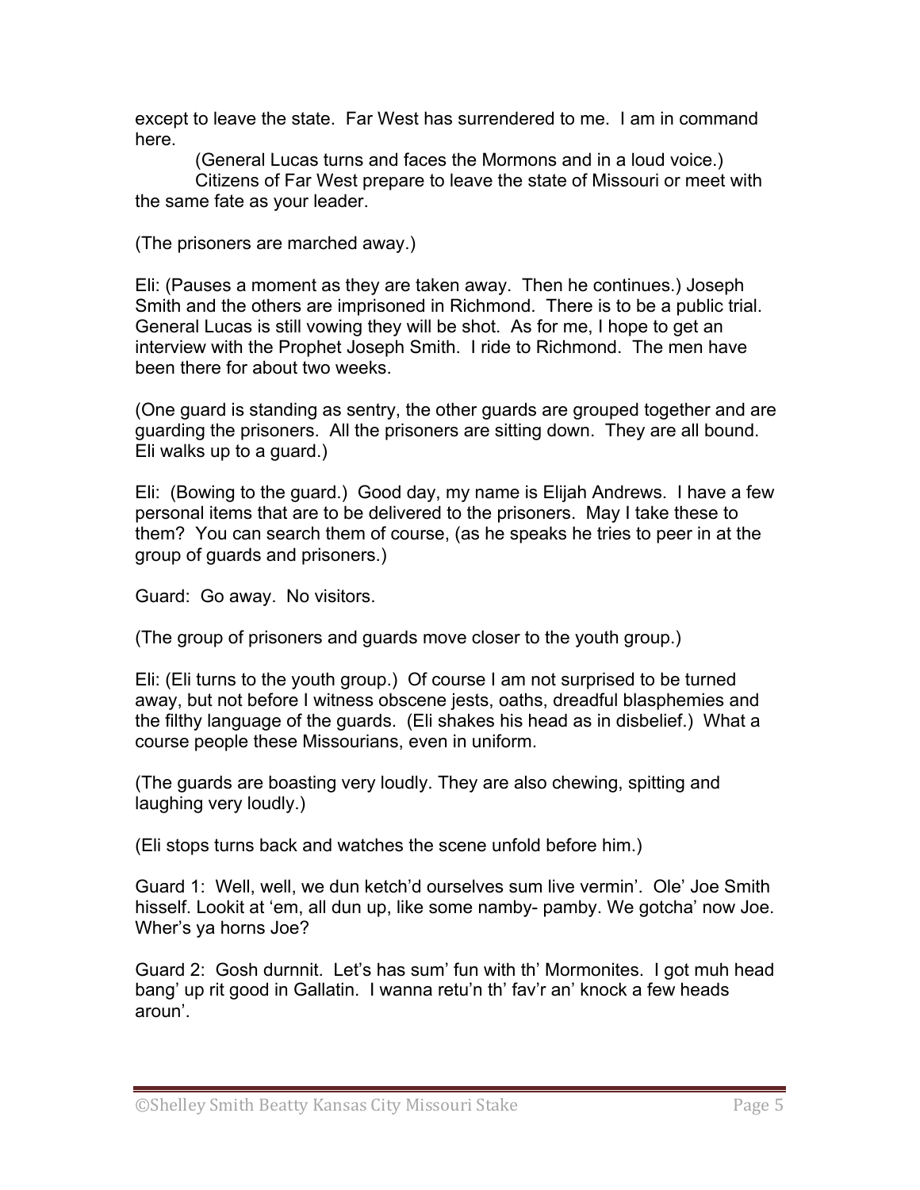except to leave the state. Far West has surrendered to me. I am in command here.

(General Lucas turns and faces the Mormons and in a loud voice.)

Citizens of Far West prepare to leave the state of Missouri or meet with the same fate as your leader.

(The prisoners are marched away.)

Eli: (Pauses a moment as they are taken away. Then he continues.) Joseph Smith and the others are imprisoned in Richmond. There is to be a public trial. General Lucas is still vowing they will be shot. As for me, I hope to get an interview with the Prophet Joseph Smith. I ride to Richmond. The men have been there for about two weeks.

(One guard is standing as sentry, the other guards are grouped together and are guarding the prisoners. All the prisoners are sitting down. They are all bound. Eli walks up to a guard.)

Eli: (Bowing to the guard.) Good day, my name is Elijah Andrews. I have a few personal items that are to be delivered to the prisoners. May I take these to them? You can search them of course, (as he speaks he tries to peer in at the group of guards and prisoners.)

Guard: Go away. No visitors.

(The group of prisoners and guards move closer to the youth group.)

Eli: (Eli turns to the youth group.) Of course I am not surprised to be turned away, but not before I witness obscene jests, oaths, dreadful blasphemies and the filthy language of the guards. (Eli shakes his head as in disbelief.) What a course people these Missourians, even in uniform.

(The guards are boasting very loudly. They are also chewing, spitting and laughing very loudly.)

(Eli stops turns back and watches the scene unfold before him.)

Guard 1: Well, well, we dun ketch'd ourselves sum live vermin'. Ole' Joe Smith hisself. Lookit at 'em, all dun up, like some namby- pamby. We gotcha' now Joe. Wher's ya horns Joe?

Guard 2: Gosh durnnit. Let's has sum' fun with th' Mormonites. I got muh head bang' up rit good in Gallatin. I wanna retu'n th' fav'r an' knock a few heads aroun'.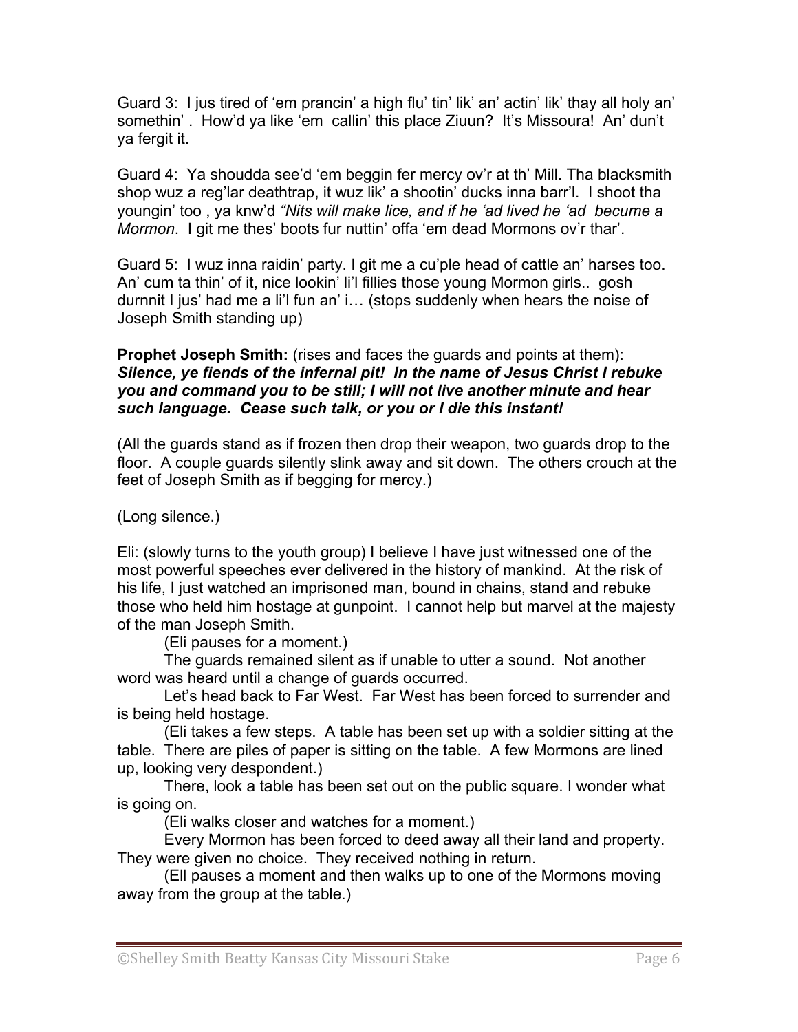Guard 3: I jus tired of 'em prancin' a high flu' tin' lik' an' actin' lik' thay all holy an' somethin' . How'd ya like 'em callin' this place Ziuun? It's Missoura! An' dun't ya fergit it.

Guard 4: Ya shoudda see'd 'em beggin fer mercy ov'r at th' Mill. Tha blacksmith shop wuz a reg'lar deathtrap, it wuz lik' a shootin' ducks inna barr'l. I shoot tha youngin' too , ya knw'd *"Nits will make lice, and if he 'ad lived he 'ad become a Mormon*. I git me thes' boots fur nuttin' offa 'em dead Mormons ov'r thar'.

Guard 5: I wuz inna raidin' party. I git me a cu'ple head of cattle an' harses too. An' cum ta thin' of it, nice lookin' li'l fillies those young Mormon girls.. gosh durnnit I jus' had me a li'l fun an' i… (stops suddenly when hears the noise of Joseph Smith standing up)

**Prophet Joseph Smith:** (rises and faces the guards and points at them): ***Silence, ye fiends of the infernal pit! In the name of Jesus Christ I rebuke you and command you to be still; I will not live another minute and hear such language. Cease such talk, or you or I die this instant!***

(All the guards stand as if frozen then drop their weapon, two guards drop to the floor. A couple guards silently slink away and sit down. The others crouch at the feet of Joseph Smith as if begging for mercy.)

(Long silence.)

Eli: (slowly turns to the youth group) I believe I have just witnessed one of the most powerful speeches ever delivered in the history of mankind. At the risk of his life, I just watched an imprisoned man, bound in chains, stand and rebuke those who held him hostage at gunpoint. I cannot help but marvel at the majesty of the man Joseph Smith.

(Eli pauses for a moment.)

The guards remained silent as if unable to utter a sound. Not another word was heard until a change of guards occurred.

Let's head back to Far West. Far West has been forced to surrender and is being held hostage.

(Eli takes a few steps. A table has been set up with a soldier sitting at the table. There are piles of paper is sitting on the table. A few Mormons are lined up, looking very despondent.)

There, look a table has been set out on the public square. I wonder what is going on.

(Eli walks closer and watches for a moment.)

Every Mormon has been forced to deed away all their land and property. They were given no choice. They received nothing in return.

(Ell pauses a moment and then walks up to one of the Mormons moving away from the group at the table.)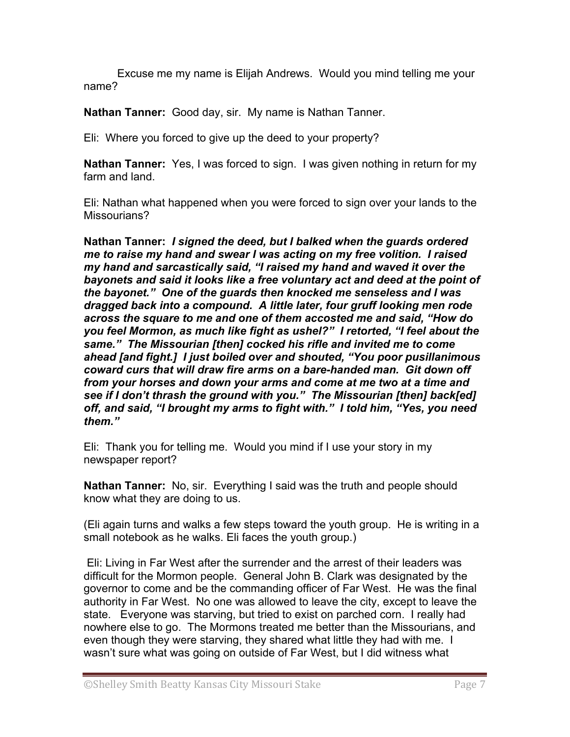Excuse me my name is Elijah Andrews.  Would you mind telling me your name?

**Nathan Tanner:** Good day, sir.  My name is Nathan Tanner.

Eli:  Where you forced to give up the deed to your property?

**Nathan Tanner:** Yes, I was forced to sign.  I was given nothing in return for my farm and land.

Eli: Nathan what happened when you were forced to sign over your lands to the Missourians?

**Nathan Tanner:** ***I signed the deed, but I balked when the guards ordered me to raise my hand and swear I was acting on my free volition.  I raised my hand and sarcastically said, "I raised my hand and waved it over the bayonets and said it looks like a free voluntary act and deed at the point of the bayonet."  One of the guards then knocked me senseless and I was dragged back into a compound.  A little later, four gruff looking men rode across the square to me and one of them accosted me and said, "How do you feel Mormon, as much like fight as ushel?"  I retorted, "I feel about the same."  The Missourian [then] cocked his rifle and invited me to come ahead [and fight.]  I just boiled over and shouted, "You poor pusillanimous coward curs that will draw fire arms on a bare-handed man.  Git down off from your horses and down your arms and come at me two at a time and see if I don't thrash the ground with you."  The Missourian [then] back[ed] off, and said, "I brought my arms to fight with."  I told him, "Yes, you need them."***

Eli:  Thank you for telling me.  Would you mind if I use your story in my newspaper report?

**Nathan Tanner:** No, sir.  Everything I said was the truth and people should know what they are doing to us.

(Eli again turns and walks a few steps toward the youth group.  He is writing in a small notebook as he walks. Eli faces the youth group.)

Eli: Living in Far West after the surrender and the arrest of their leaders was difficult for the Mormon people.  General John B. Clark was designated by the governor to come and be the commanding officer of Far West.  He was the final authority in Far West.  No one was allowed to leave the city, except to leave the state.   Everyone was starving, but tried to exist on parched corn.  I really had nowhere else to go.  The Mormons treated me better than the Missourians, and even though they were starving, they shared what little they had with me.  I wasn't sure what was going on outside of Far West, but I did witness what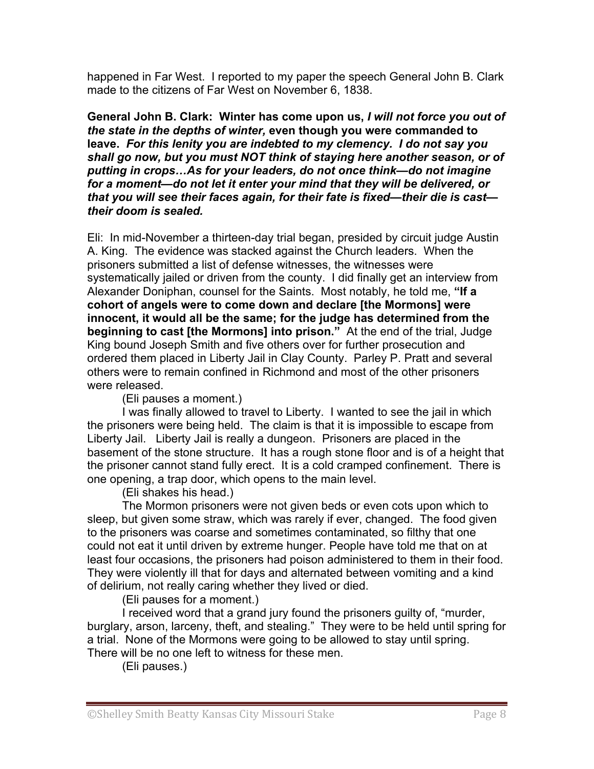happened in Far West. I reported to my paper the speech General John B. Clark made to the citizens of Far West on November 6, 1838.

**General John B. Clark: Winter has come upon us, *I will not force you out of the state in the depths of winter,* even though you were commanded to leave. *For this lenity you are indebted to my clemency. I do not say you shall go now, but you must NOT think of staying here another season, or of putting in crops…As for your leaders, do not once think—do not imagine for a moment—do not let it enter your mind that they will be delivered, or that you will see their faces again, for their fate is fixed—their die is cast—their doom is sealed.***

Eli: In mid-November a thirteen-day trial began, presided by circuit judge Austin A. King. The evidence was stacked against the Church leaders. When the prisoners submitted a list of defense witnesses, the witnesses were systematically jailed or driven from the county. I did finally get an interview from Alexander Doniphan, counsel for the Saints. Most notably, he told me, **"If a cohort of angels were to come down and declare [the Mormons] were innocent, it would all be the same; for the judge has determined from the beginning to cast [the Mormons] into prison."** At the end of the trial, Judge King bound Joseph Smith and five others over for further prosecution and ordered them placed in Liberty Jail in Clay County. Parley P. Pratt and several others were to remain confined in Richmond and most of the other prisoners were released.

(Eli pauses a moment.)

I was finally allowed to travel to Liberty. I wanted to see the jail in which the prisoners were being held. The claim is that it is impossible to escape from Liberty Jail. Liberty Jail is really a dungeon. Prisoners are placed in the basement of the stone structure. It has a rough stone floor and is of a height that the prisoner cannot stand fully erect. It is a cold cramped confinement. There is one opening, a trap door, which opens to the main level.

(Eli shakes his head.)

The Mormon prisoners were not given beds or even cots upon which to sleep, but given some straw, which was rarely if ever, changed. The food given to the prisoners was coarse and sometimes contaminated, so filthy that one could not eat it until driven by extreme hunger. People have told me that on at least four occasions, the prisoners had poison administered to them in their food. They were violently ill that for days and alternated between vomiting and a kind of delirium, not really caring whether they lived or died.

(Eli pauses for a moment.)

I received word that a grand jury found the prisoners guilty of, "murder, burglary, arson, larceny, theft, and stealing." They were to be held until spring for a trial. None of the Mormons were going to be allowed to stay until spring. There will be no one left to witness for these men.

(Eli pauses.)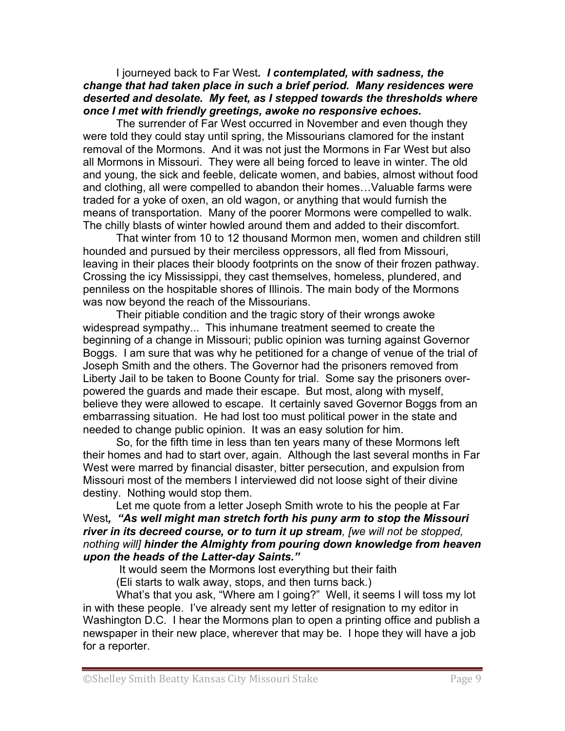I journeyed back to Far West*. **I contemplated, with sadness, the change that had taken place in such a brief period. Many residences were deserted and desolate. My feet, as I stepped towards the thresholds where once I met with friendly greetings, awoke no responsive echoes.***

The surrender of Far West occurred in November and even though they were told they could stay until spring, the Missourians clamored for the instant removal of the Mormons. And it was not just the Mormons in Far West but also all Mormons in Missouri. They were all being forced to leave in winter. The old and young, the sick and feeble, delicate women, and babies, almost without food and clothing, all were compelled to abandon their homes…Valuable farms were traded for a yoke of oxen, an old wagon, or anything that would furnish the means of transportation. Many of the poorer Mormons were compelled to walk. The chilly blasts of winter howled around them and added to their discomfort.

That winter from 10 to 12 thousand Mormon men, women and children still hounded and pursued by their merciless oppressors, all fled from Missouri, leaving in their places their bloody footprints on the snow of their frozen pathway. Crossing the icy Mississippi, they cast themselves, homeless, plundered, and penniless on the hospitable shores of Illinois. The main body of the Mormons was now beyond the reach of the Missourians.

Their pitiable condition and the tragic story of their wrongs awoke widespread sympathy... This inhumane treatment seemed to create the beginning of a change in Missouri; public opinion was turning against Governor Boggs. I am sure that was why he petitioned for a change of venue of the trial of Joseph Smith and the others. The Governor had the prisoners removed from Liberty Jail to be taken to Boone County for trial. Some say the prisoners over-powered the guards and made their escape. But most, along with myself, believe they were allowed to escape. It certainly saved Governor Boggs from an embarrassing situation. He had lost too must political power in the state and needed to change public opinion. It was an easy solution for him.

So, for the fifth time in less than ten years many of these Mormons left their homes and had to start over, again. Although the last several months in Far West were marred by financial disaster, bitter persecution, and expulsion from Missouri most of the members I interviewed did not loose sight of their divine destiny. Nothing would stop them.

Let me quote from a letter Joseph Smith wrote to his the people at Far West***, "As well might man stretch forth his puny arm to stop the Missouri river in its decreed course, or to turn it up stream**, [we will not be stopped, nothing will] **hinder the Almighty from pouring down knowledge from heaven upon the heads of the Latter-day Saints."***

It would seem the Mormons lost everything but their faith

(Eli starts to walk away, stops, and then turns back.)

What's that you ask, "Where am I going?" Well, it seems I will toss my lot in with these people. I've already sent my letter of resignation to my editor in Washington D.C. I hear the Mormons plan to open a printing office and publish a newspaper in their new place, wherever that may be. I hope they will have a job for a reporter.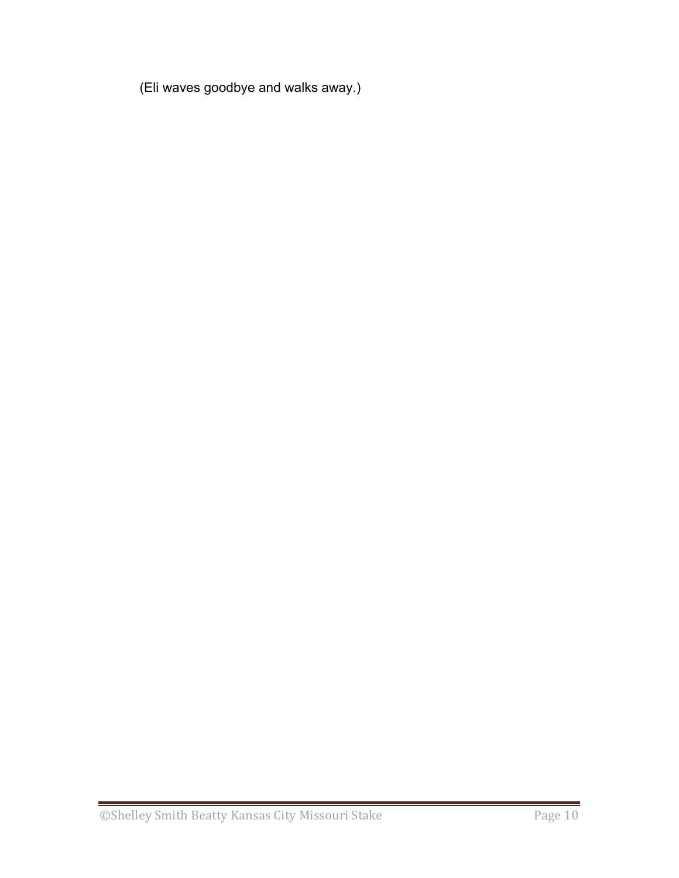(Eli waves goodbye and walks away.)